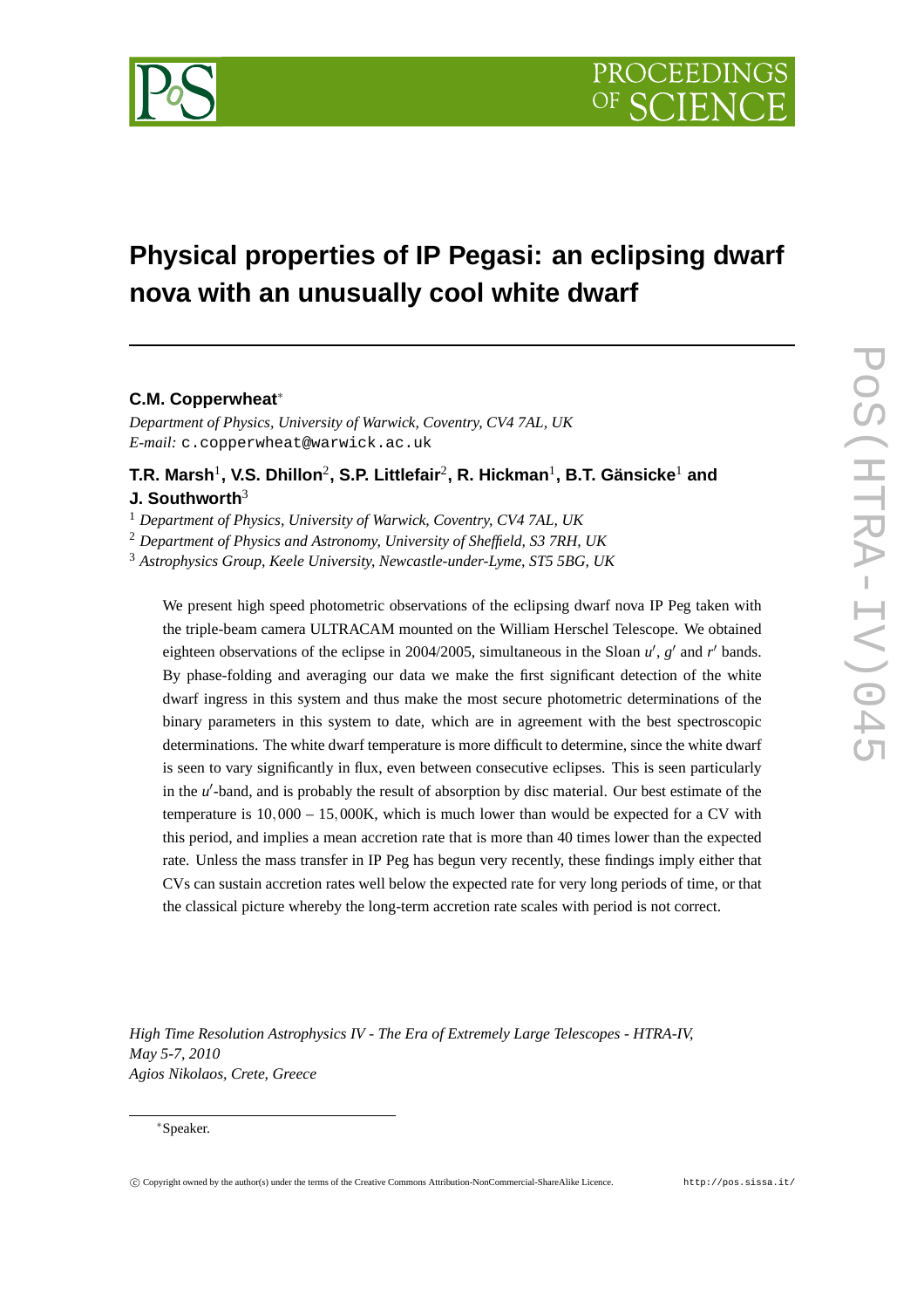# Physical properties of IP Pegasi: an eclipsing dwarf nova with an unusually cool white dwarf

**C.M. Copperwheat***

*Department of Physics, University of Warwick, Coventry, CV4 7AL, UK*
*E-mail:* `c.copperwheat@warwick.ac.uk`

**T.R. Marsh[1], V.S. Dhillon[2], S.P. Littlefair[2], R. Hickman[1], B.T. Gänsicke[1] and J. Southworth[3]**

[1] *Department of Physics, University of Warwick, Coventry, CV4 7AL, UK*
[2] *Department of Physics and Astronomy, University of Sheffield, S3 7RH, UK*
[3] *Astrophysics Group, Keele University, Newcastle-under-Lyme, ST5 5BG, UK*

We present high speed photometric observations of the eclipsing dwarf nova IP Peg taken with the triple-beam camera ULTRACAM mounted on the William Herschel Telescope. We obtained eighteen observations of the eclipse in 2004/2005, simultaneous in the Sloan $u'$, $g'$ and $r'$ bands. By phase-folding and averaging our data we make the first significant detection of the white dwarf ingress in this system and thus make the most secure photometric determinations of the binary parameters in this system to date, which are in agreement with the best spectroscopic determinations. The white dwarf temperature is more difficult to determine, since the white dwarf is seen to vary significantly in flux, even between consecutive eclipses. This is seen particularly in the $u'$-band, and is probably the result of absorption by disc material. Our best estimate of the temperature is $10,000 - 15,000$K, which is much lower than would be expected for a CV with this period, and implies a mean accretion rate that is more than 40 times lower than the expected rate. Unless the mass transfer in IP Peg has begun very recently, these findings imply either that CVs can sustain accretion rates well below the expected rate for very long periods of time, or that the classical picture whereby the long-term accretion rate scales with period is not correct.

*High Time Resolution Astrophysics IV - The Era of Extremely Large Telescopes - HTRA-IV,*
*May 5-7, 2010*
*Agios Nikolaos, Crete, Greece*

*Speaker.

© Copyright owned by the author(s) under the terms of the Creative Commons Attribution-NonCommercial-ShareAlike Licence. http://pos.sissa.it/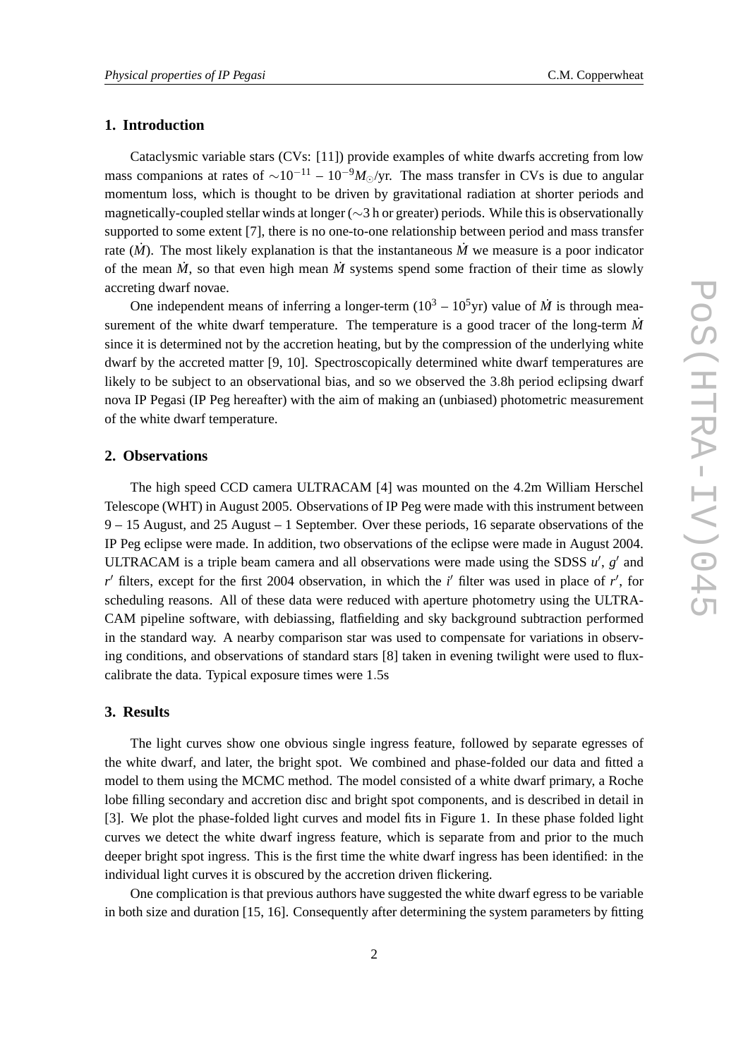## 1. Introduction

Cataclysmic variable stars (CVs: [11]) provide examples of white dwarfs accreting from low mass companions at rates of $\sim 10^{-11} - 10^{-9} M_{\odot}$/yr. The mass transfer in CVs is due to angular momentum loss, which is thought to be driven by gravitational radiation at shorter periods and magnetically-coupled stellar winds at longer ($\sim$3 h or greater) periods. While this is observationally supported to some extent [7], there is no one-to-one relationship between period and mass transfer rate ($\dot{M}$). The most likely explanation is that the instantaneous $\dot{M}$ we measure is a poor indicator of the mean $\dot{M}$, so that even high mean $\dot{M}$ systems spend some fraction of their time as slowly accreting dwarf novae.

One independent means of inferring a longer-term ($10^3$ – $10^5$yr) value of $\dot{M}$ is through measurement of the white dwarf temperature. The temperature is a good tracer of the long-term $\dot{M}$ since it is determined not by the accretion heating, but by the compression of the underlying white dwarf by the accreted matter [9, 10]. Spectroscopically determined white dwarf temperatures are likely to be subject to an observational bias, and so we observed the 3.8h period eclipsing dwarf nova IP Pegasi (IP Peg hereafter) with the aim of making an (unbiased) photometric measurement of the white dwarf temperature.

## 2. Observations

The high speed CCD camera ULTRACAM [4] was mounted on the 4.2m William Herschel Telescope (WHT) in August 2005. Observations of IP Peg were made with this instrument between 9 – 15 August, and 25 August – 1 September. Over these periods, 16 separate observations of the IP Peg eclipse were made. In addition, two observations of the eclipse were made in August 2004. ULTRACAM is a triple beam camera and all observations were made using the SDSS $u'$, $g'$ and $r'$ filters, except for the first 2004 observation, in which the $i'$ filter was used in place of $r'$, for scheduling reasons. All of these data were reduced with aperture photometry using the ULTRACAM pipeline software, with debiassing, flatfielding and sky background subtraction performed in the standard way. A nearby comparison star was used to compensate for variations in observing conditions, and observations of standard stars [8] taken in evening twilight were used to flux-calibrate the data. Typical exposure times were 1.5s

## 3. Results

The light curves show one obvious single ingress feature, followed by separate egresses of the white dwarf, and later, the bright spot. We combined and phase-folded our data and fitted a model to them using the MCMC method. The model consisted of a white dwarf primary, a Roche lobe filling secondary and accretion disc and bright spot components, and is described in detail in [3]. We plot the phase-folded light curves and model fits in Figure 1. In these phase folded light curves we detect the white dwarf ingress feature, which is separate from and prior to the much deeper bright spot ingress. This is the first time the white dwarf ingress has been identified: in the individual light curves it is obscured by the accretion driven flickering.

One complication is that previous authors have suggested the white dwarf egress to be variable in both size and duration [15, 16]. Consequently after determining the system parameters by fitting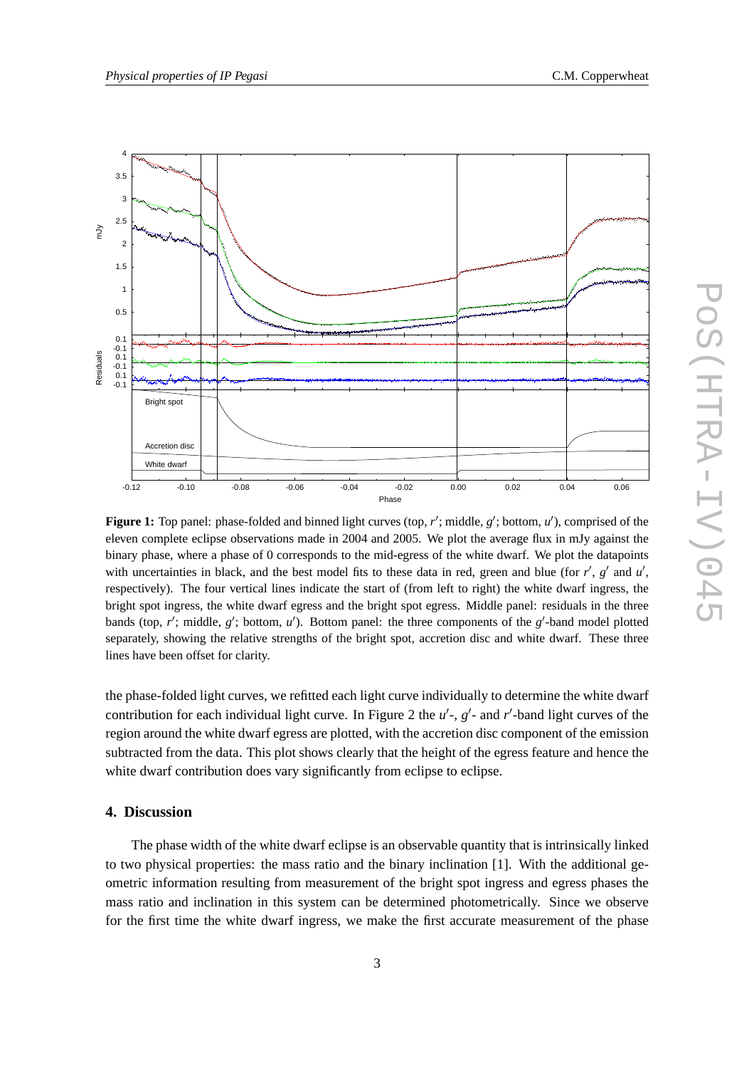**Figure 1:** Top panel: phase-folded and binned light curves (top, $r'$; middle, $g'$; bottom, $u'$), comprised of the eleven complete eclipse observations made in 2004 and 2005. We plot the average flux in mJy against the binary phase, where a phase of 0 corresponds to the mid-egress of the white dwarf. We plot the datapoints with uncertainties in black, and the best model fits to these data in red, green and blue (for $r'$, $g'$ and $u'$, respectively). The four vertical lines indicate the start of (from left to right) the white dwarf ingress, the bright spot ingress, the white dwarf egress and the bright spot egress. Middle panel: residuals in the three bands (top, $r'$; middle, $g'$; bottom, $u'$). Bottom panel: the three components of the $g'$-band model plotted separately, showing the relative strengths of the bright spot, accretion disc and white dwarf. These three lines have been offset for clarity.

the phase-folded light curves, we refitted each light curve individually to determine the white dwarf contribution for each individual light curve. In Figure 2 the $u'$-, $g'$- and $r'$-band light curves of the region around the white dwarf egress are plotted, with the accretion disc component of the emission subtracted from the data. This plot shows clearly that the height of the egress feature and hence the white dwarf contribution does vary significantly from eclipse to eclipse.

## 4. Discussion

The phase width of the white dwarf eclipse is an observable quantity that is intrinsically linked to two physical properties: the mass ratio and the binary inclination [1]. With the additional geometric information resulting from measurement of the bright spot ingress and egress phases the mass ratio and inclination in this system can be determined photometrically. Since we observe for the first time the white dwarf ingress, we make the first accurate measurement of the phase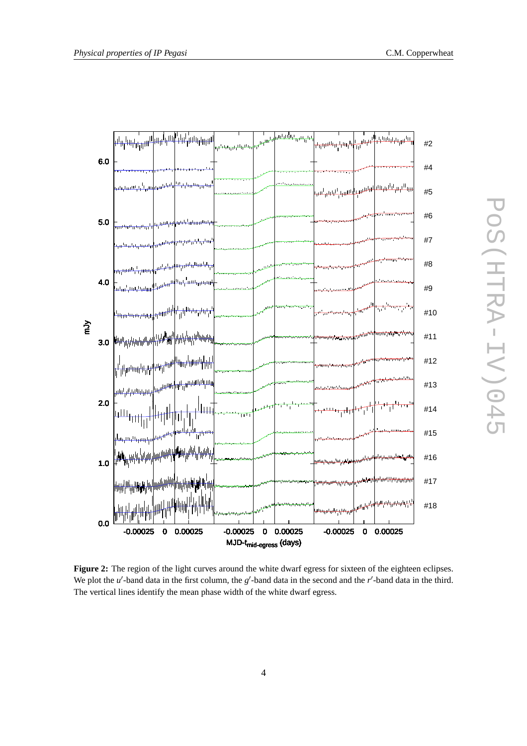**Figure 2:** The region of the light curves around the white dwarf egress for sixteen of the eighteen eclipses. We plot the $u'$-band data in the first column, the $g'$-band data in the second and the $r'$-band data in the third. The vertical lines identify the mean phase width of the white dwarf egress.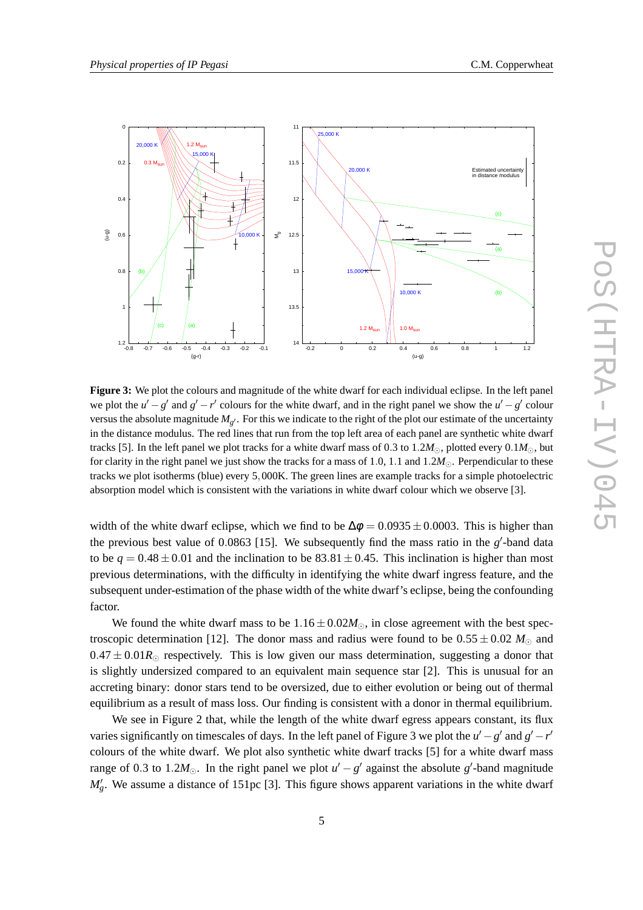**Figure 3:** We plot the colours and magnitude of the white dwarf for each individual eclipse. In the left panel we plot the $u'-g'$ and $g'-r'$ colours for the white dwarf, and in the right panel we show the $u'-g'$ colour versus the absolute magnitude $M_{g'}$. For this we indicate to the right of the plot our estimate of the uncertainty in the distance modulus. The red lines that run from the top left area of each panel are synthetic white dwarf tracks [5]. In the left panel we plot tracks for a white dwarf mass of 0.3 to $1.2M_{\odot}$, plotted every $0.1M_{\odot}$, but for clarity in the right panel we just show the tracks for a mass of 1.0, 1.1 and $1.2M_{\odot}$. Perpendicular to these tracks we plot isotherms (blue) every 5,000K. The green lines are example tracks for a simple photoelectric absorption model which is consistent with the variations in white dwarf colour which we observe [3].

width of the white dwarf eclipse, which we find to be $\Delta\phi = 0.0935 \pm 0.0003$. This is higher than the previous best value of 0.0863 [15]. We subsequently find the mass ratio in the $g'$-band data to be $q = 0.48 \pm 0.01$ and the inclination to be $83.81 \pm 0.45$. This inclination is higher than most previous determinations, with the difficulty in identifying the white dwarf ingress feature, and the subsequent under-estimation of the phase width of the white dwarf's eclipse, being the confounding factor.

We found the white dwarf mass to be $1.16 \pm 0.02M_{\odot}$, in close agreement with the best spectroscopic determination [12]. The donor mass and radius were found to be $0.55 \pm 0.02\ M_{\odot}$ and $0.47 \pm 0.01R_{\odot}$ respectively. This is low given our mass determination, suggesting a donor that is slightly undersized compared to an equivalent main sequence star [2]. This is unusual for an accreting binary: donor stars tend to be oversized, due to either evolution or being out of thermal equilibrium as a result of mass loss. Our finding is consistent with a donor in thermal equilibrium.

We see in Figure 2 that, while the length of the white dwarf egress appears constant, its flux varies significantly on timescales of days. In the left panel of Figure 3 we plot the $u'-g'$ and $g'-r'$ colours of the white dwarf. We plot also synthetic white dwarf tracks [5] for a white dwarf mass range of 0.3 to $1.2M_{\odot}$. In the right panel we plot $u'-g'$ against the absolute $g'$-band magnitude $M'_g$. We assume a distance of 151pc [3]. This figure shows apparent variations in the white dwarf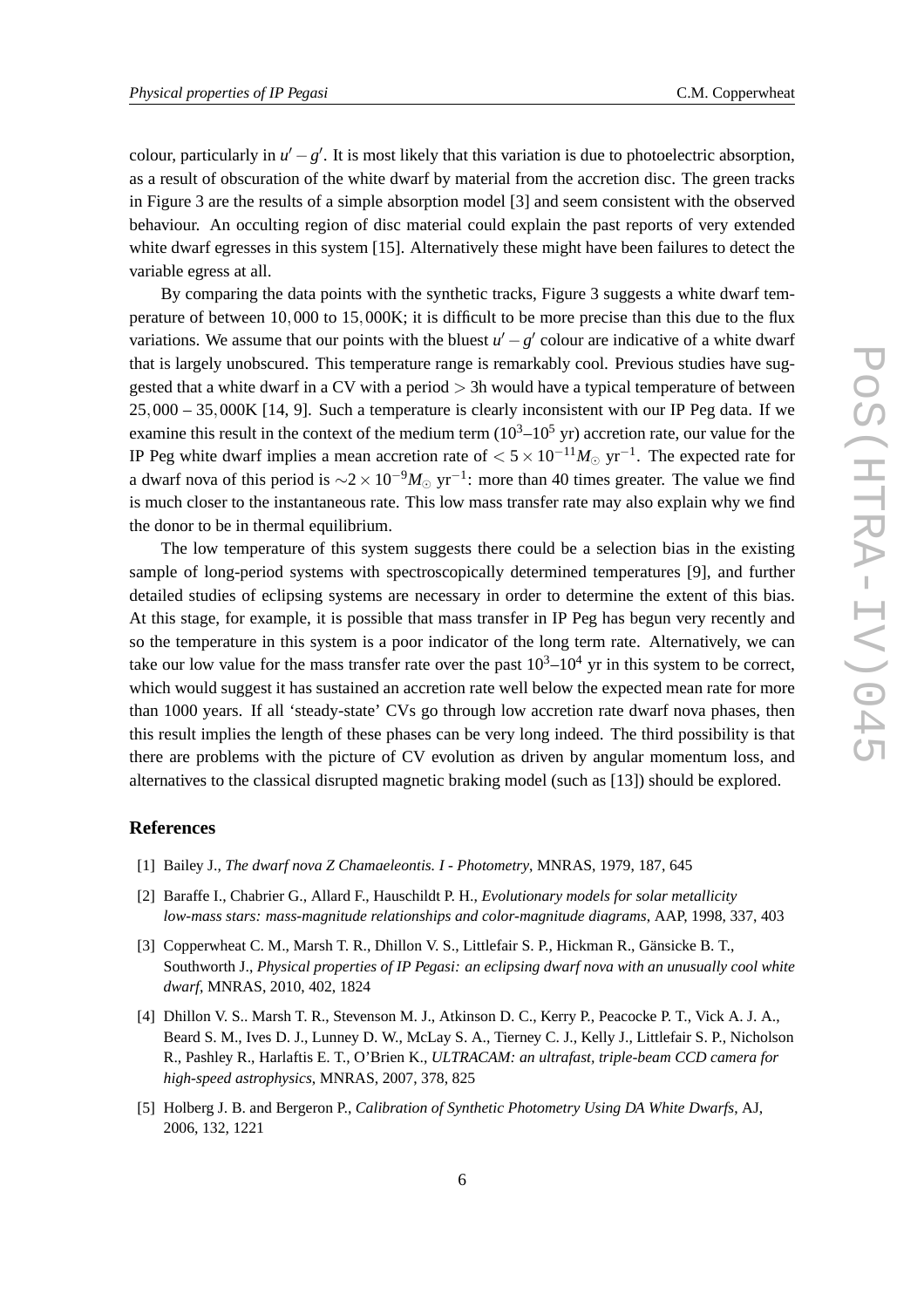colour, particularly in $u' - g'$. It is most likely that this variation is due to photoelectric absorption, as a result of obscuration of the white dwarf by material from the accretion disc. The green tracks in Figure 3 are the results of a simple absorption model [3] and seem consistent with the observed behaviour. An occulting region of disc material could explain the past reports of very extended white dwarf egresses in this system [15]. Alternatively these might have been failures to detect the variable egress at all.

By comparing the data points with the synthetic tracks, Figure 3 suggests a white dwarf temperature of between $10,000$ to $15,000$K; it is difficult to be more precise than this due to the flux variations. We assume that our points with the bluest $u' - g'$ colour are indicative of a white dwarf that is largely unobscured. This temperature range is remarkably cool. Previous studies have suggested that a white dwarf in a CV with a period $> 3$h would have a typical temperature of between $25,000 - 35,000$K [14, 9]. Such a temperature is clearly inconsistent with our IP Peg data. If we examine this result in the context of the medium term ($10^3$–$10^5$ yr) accretion rate, our value for the IP Peg white dwarf implies a mean accretion rate of $< 5 \times 10^{-11} M_\odot$ yr$^{-1}$. The expected rate for a dwarf nova of this period is $\sim 2 \times 10^{-9} M_\odot$ yr$^{-1}$: more than 40 times greater. The value we find is much closer to the instantaneous rate. This low mass transfer rate may also explain why we find the donor to be in thermal equilibrium.

The low temperature of this system suggests there could be a selection bias in the existing sample of long-period systems with spectroscopically determined temperatures [9], and further detailed studies of eclipsing systems are necessary in order to determine the extent of this bias. At this stage, for example, it is possible that mass transfer in IP Peg has begun very recently and so the temperature in this system is a poor indicator of the long term rate. Alternatively, we can take our low value for the mass transfer rate over the past $10^3$–$10^4$ yr in this system to be correct, which would suggest it has sustained an accretion rate well below the expected mean rate for more than 1000 years. If all 'steady-state' CVs go through low accretion rate dwarf nova phases, then this result implies the length of these phases can be very long indeed. The third possibility is that there are problems with the picture of CV evolution as driven by angular momentum loss, and alternatives to the classical disrupted magnetic braking model (such as [13]) should be explored.

## References

[1] Bailey J., *The dwarf nova Z Chamaeleontis. I - Photometry*, MNRAS, 1979, 187, 645

[2] Baraffe I., Chabrier G., Allard F., Hauschildt P. H., *Evolutionary models for solar metallicity low-mass stars: mass-magnitude relationships and color-magnitude diagrams*, AAP, 1998, 337, 403

[3] Copperwheat C. M., Marsh T. R., Dhillon V. S., Littlefair S. P., Hickman R., Gänsicke B. T., Southworth J., *Physical properties of IP Pegasi: an eclipsing dwarf nova with an unusually cool white dwarf*, MNRAS, 2010, 402, 1824

[4] Dhillon V. S.. Marsh T. R., Stevenson M. J., Atkinson D. C., Kerry P., Peacocke P. T., Vick A. J. A., Beard S. M., Ives D. J., Lunney D. W., McLay S. A., Tierney C. J., Kelly J., Littlefair S. P., Nicholson R., Pashley R., Harlaftis E. T., O'Brien K., *ULTRACAM: an ultrafast, triple-beam CCD camera for high-speed astrophysics*, MNRAS, 2007, 378, 825

[5] Holberg J. B. and Bergeron P., *Calibration of Synthetic Photometry Using DA White Dwarfs*, AJ, 2006, 132, 1221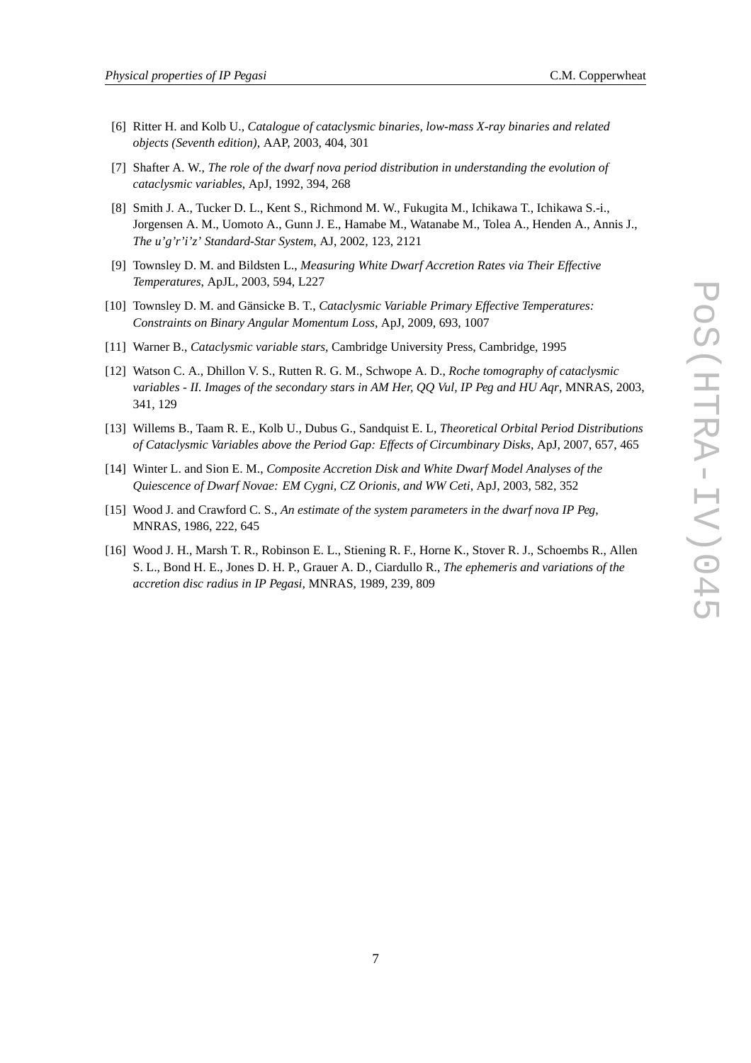[6] Ritter H. and Kolb U., *Catalogue of cataclysmic binaries, low-mass X-ray binaries and related objects (Seventh edition)*, AAP, 2003, 404, 301

[7] Shafter A. W., *The role of the dwarf nova period distribution in understanding the evolution of cataclysmic variables*, ApJ, 1992, 394, 268

[8] Smith J. A., Tucker D. L., Kent S., Richmond M. W., Fukugita M., Ichikawa T., Ichikawa S.-i., Jorgensen A. M., Uomoto A., Gunn J. E., Hamabe M., Watanabe M., Tolea A., Henden A., Annis J., *The u'g'r'i'z' Standard-Star System*, AJ, 2002, 123, 2121

[9] Townsley D. M. and Bildsten L., *Measuring White Dwarf Accretion Rates via Their Effective Temperatures*, ApJL, 2003, 594, L227

[10] Townsley D. M. and Gänsicke B. T., *Cataclysmic Variable Primary Effective Temperatures: Constraints on Binary Angular Momentum Loss*, ApJ, 2009, 693, 1007

[11] Warner B., *Cataclysmic variable stars*, Cambridge University Press, Cambridge, 1995

[12] Watson C. A., Dhillon V. S., Rutten R. G. M., Schwope A. D., *Roche tomography of cataclysmic variables - II. Images of the secondary stars in AM Her, QQ Vul, IP Peg and HU Aqr*, MNRAS, 2003, 341, 129

[13] Willems B., Taam R. E., Kolb U., Dubus G., Sandquist E. L, *Theoretical Orbital Period Distributions of Cataclysmic Variables above the Period Gap: Effects of Circumbinary Disks*, ApJ, 2007, 657, 465

[14] Winter L. and Sion E. M., *Composite Accretion Disk and White Dwarf Model Analyses of the Quiescence of Dwarf Novae: EM Cygni, CZ Orionis, and WW Ceti*, ApJ, 2003, 582, 352

[15] Wood J. and Crawford C. S., *An estimate of the system parameters in the dwarf nova IP Peg*, MNRAS, 1986, 222, 645

[16] Wood J. H., Marsh T. R., Robinson E. L., Stiening R. F., Horne K., Stover R. J., Schoembs R., Allen S. L., Bond H. E., Jones D. H. P., Grauer A. D., Ciardullo R., *The ephemeris and variations of the accretion disc radius in IP Pegasi*, MNRAS, 1989, 239, 809